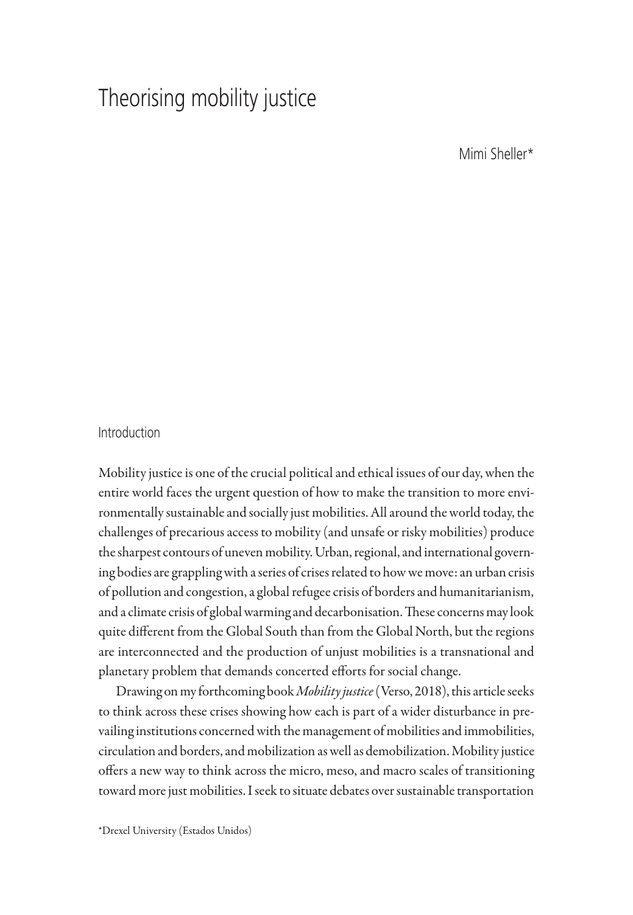# Theorising mobility justice

Mimi Sheller*

## Introduction

Mobility justice is one of the crucial political and ethical issues of our day, when the entire world faces the urgent question of how to make the transition to more environmentally sustainable and socially just mobilities. All around the world today, the challenges of precarious access to mobility (and unsafe or risky mobilities) produce the sharpest contours of uneven mobility. Urban, regional, and international governing bodies are grappling with a series of crises related to how we move: an urban crisis of pollution and congestion, a global refugee crisis of borders and humanitarianism, and a climate crisis of global warming and decarbonisation. These concerns may look quite different from the Global South than from the Global North, but the regions are interconnected and the production of unjust mobilities is a transnational and planetary problem that demands concerted efforts for social change.

Drawing on my forthcoming book *Mobility justice* (Verso, 2018), this article seeks to think across these crises showing how each is part of a wider disturbance in prevailing institutions concerned with the management of mobilities and immobilities, circulation and borders, and mobilization as well as demobilization. Mobility justice offers a new way to think across the micro, meso, and macro scales of transitioning toward more just mobilities. I seek to situate debates over sustainable transportation

*Drexel University (Estados Unidos)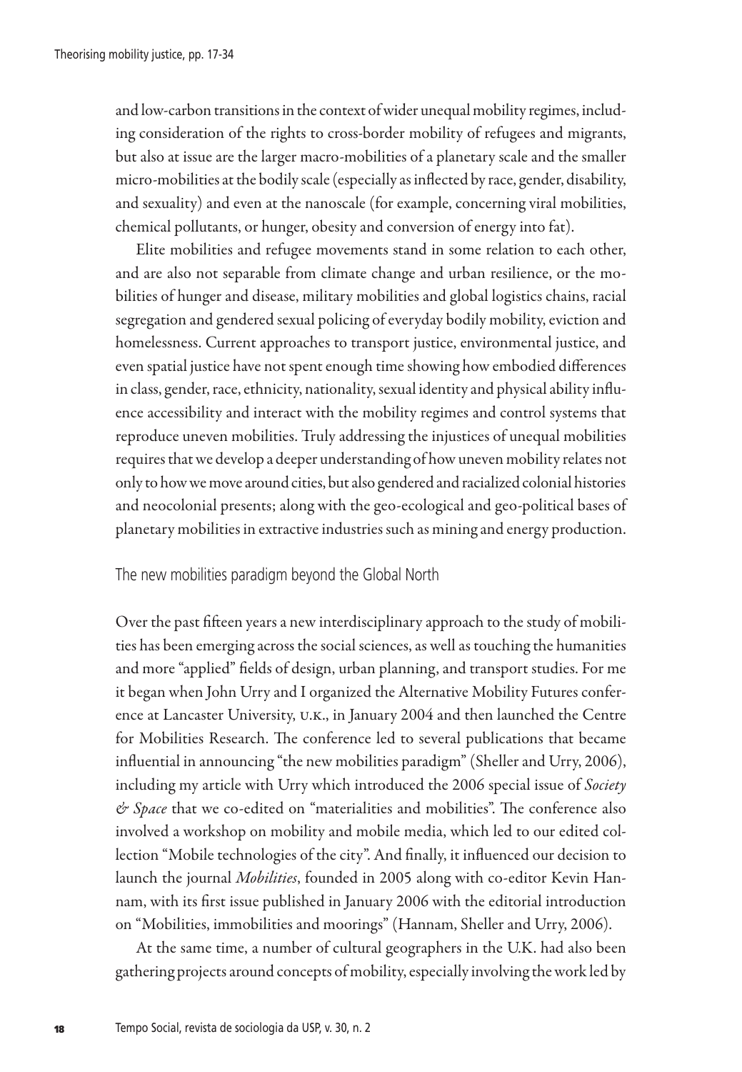and low-carbon transitions in the context of wider unequal mobility regimes, including consideration of the rights to cross-border mobility of refugees and migrants, but also at issue are the larger macro-mobilities of a planetary scale and the smaller micro-mobilities at the bodily scale (especially as inflected by race, gender, disability, and sexuality) and even at the nanoscale (for example, concerning viral mobilities, chemical pollutants, or hunger, obesity and conversion of energy into fat).

Elite mobilities and refugee movements stand in some relation to each other, and are also not separable from climate change and urban resilience, or the mobilities of hunger and disease, military mobilities and global logistics chains, racial segregation and gendered sexual policing of everyday bodily mobility, eviction and homelessness. Current approaches to transport justice, environmental justice, and even spatial justice have not spent enough time showing how embodied differences in class, gender, race, ethnicity, nationality, sexual identity and physical ability influence accessibility and interact with the mobility regimes and control systems that reproduce uneven mobilities. Truly addressing the injustices of unequal mobilities requires that we develop a deeper understanding of how uneven mobility relates not only to how we move around cities, but also gendered and racialized colonial histories and neocolonial presents; along with the geo-ecological and geo-political bases of planetary mobilities in extractive industries such as mining and energy production.

## The new mobilities paradigm beyond the Global North

Over the past fifteen years a new interdisciplinary approach to the study of mobilities has been emerging across the social sciences, as well as touching the humanities and more "applied" fields of design, urban planning, and transport studies. For me it began when John Urry and I organized the Alternative Mobility Futures conference at Lancaster University, U.K., in January 2004 and then launched the Centre for Mobilities Research. The conference led to several publications that became influential in announcing "the new mobilities paradigm" (Sheller and Urry, 2006), including my article with Urry which introduced the 2006 special issue of *Society & Space* that we co-edited on "materialities and mobilities". The conference also involved a workshop on mobility and mobile media, which led to our edited collection "Mobile technologies of the city". And finally, it influenced our decision to launch the journal *Mobilities*, founded in 2005 along with co-editor Kevin Hannam, with its first issue published in January 2006 with the editorial introduction on "Mobilities, immobilities and moorings" (Hannam, Sheller and Urry, 2006).

At the same time, a number of cultural geographers in the U.K. had also been gathering projects around concepts of mobility, especially involving the work led by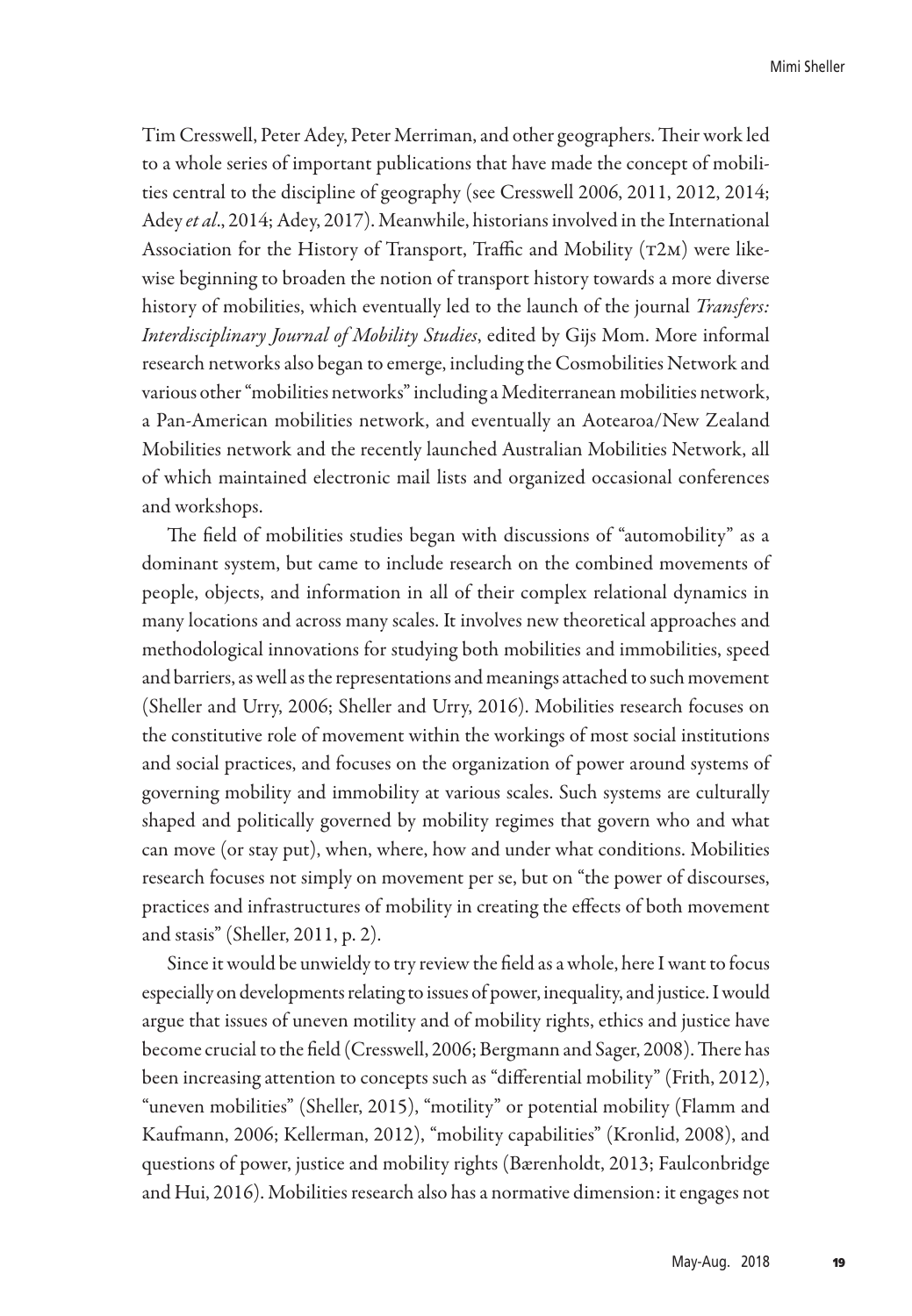Tim Cresswell, Peter Adey, Peter Merriman, and other geographers. Their work led to a whole series of important publications that have made the concept of mobilities central to the discipline of geography (see Cresswell 2006, 2011, 2012, 2014; Adey *et al*., 2014; Adey, 2017). Meanwhile, historians involved in the International Association for the History of Transport, Traffic and Mobility (T2M) were likewise beginning to broaden the notion of transport history towards a more diverse history of mobilities, which eventually led to the launch of the journal *Transfers: Interdisciplinary Journal of Mobility Studies*, edited by Gijs Mom. More informal research networks also began to emerge, including the Cosmobilities Network and various other "mobilities networks" including a Mediterranean mobilities network, a Pan-American mobilities network, and eventually an Aotearoa/New Zealand Mobilities network and the recently launched Australian Mobilities Network, all of which maintained electronic mail lists and organized occasional conferences and workshops.

The field of mobilities studies began with discussions of "automobility" as a dominant system, but came to include research on the combined movements of people, objects, and information in all of their complex relational dynamics in many locations and across many scales. It involves new theoretical approaches and methodological innovations for studying both mobilities and immobilities, speed and barriers, as well as the representations and meanings attached to such movement (Sheller and Urry, 2006; Sheller and Urry, 2016). Mobilities research focuses on the constitutive role of movement within the workings of most social institutions and social practices, and focuses on the organization of power around systems of governing mobility and immobility at various scales. Such systems are culturally shaped and politically governed by mobility regimes that govern who and what can move (or stay put), when, where, how and under what conditions. Mobilities research focuses not simply on movement per se, but on "the power of discourses, practices and infrastructures of mobility in creating the effects of both movement and stasis" (Sheller, 2011, p. 2).

Since it would be unwieldy to try review the field as a whole, here I want to focus especially on developments relating to issues of power, inequality, and justice. I would argue that issues of uneven motility and of mobility rights, ethics and justice have become crucial to the field (Cresswell, 2006; Bergmann and Sager, 2008). There has been increasing attention to concepts such as "differential mobility" (Frith, 2012), "uneven mobilities" (Sheller, 2015), "motility" or potential mobility (Flamm and Kaufmann, 2006; Kellerman, 2012), "mobility capabilities" (Kronlid, 2008), and questions of power, justice and mobility rights (Bærenholdt, 2013; Faulconbridge and Hui, 2016). Mobilities research also has a normative dimension: it engages not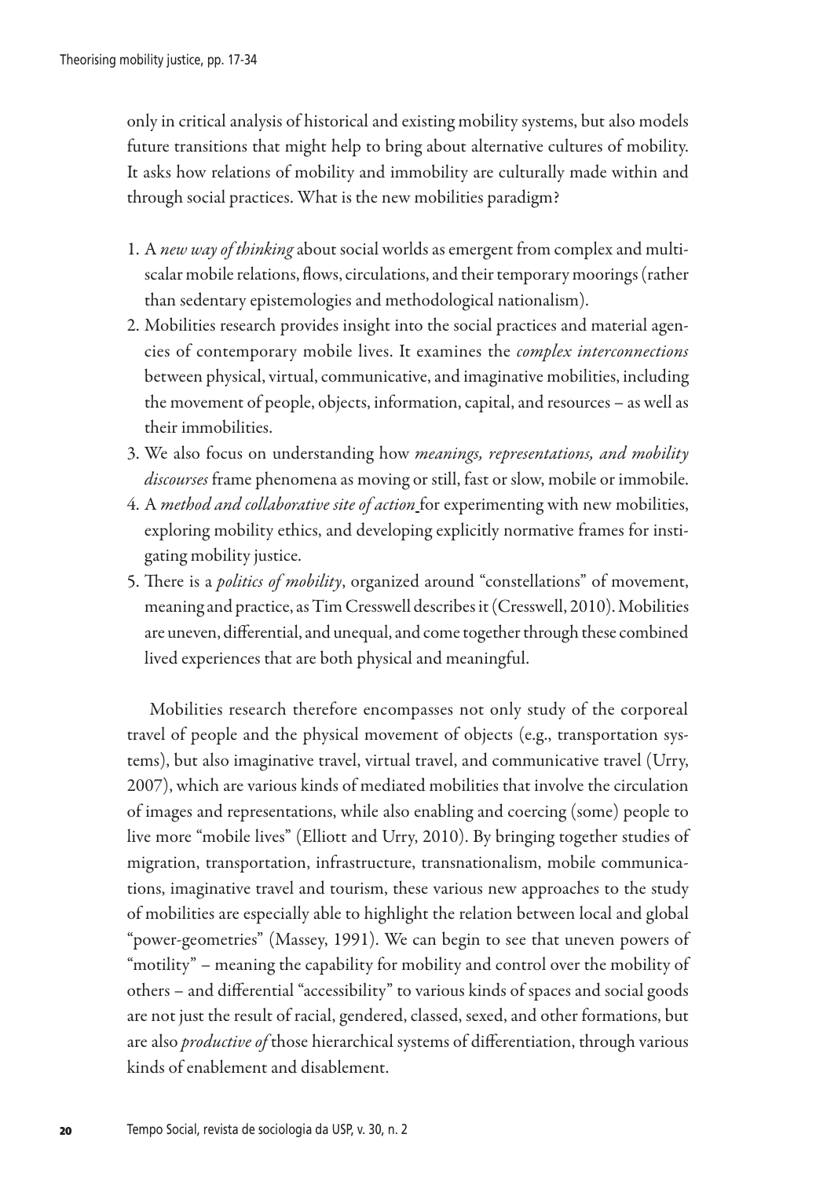only in critical analysis of historical and existing mobility systems, but also models future transitions that might help to bring about alternative cultures of mobility. It asks how relations of mobility and immobility are culturally made within and through social practices. What is the new mobilities paradigm?

1. A *new way of thinking* about social worlds as emergent from complex and multi-scalar mobile relations, flows, circulations, and their temporary moorings (rather than sedentary epistemologies and methodological nationalism).
2. Mobilities research provides insight into the social practices and material agencies of contemporary mobile lives. It examines the *complex interconnections* between physical, virtual, communicative, and imaginative mobilities, including the movement of people, objects, information, capital, and resources – as well as their immobilities.
3. We also focus on understanding how *meanings, representations, and mobility discourses* frame phenomena as moving or still, fast or slow, mobile or immobile.
4. A *method and collaborative site of action* for experimenting with new mobilities, exploring mobility ethics, and developing explicitly normative frames for instigating mobility justice.
5. There is a *politics of mobility*, organized around "constellations" of movement, meaning and practice, as Tim Cresswell describes it (Cresswell, 2010). Mobilities are uneven, differential, and unequal, and come together through these combined lived experiences that are both physical and meaningful.

Mobilities research therefore encompasses not only study of the corporeal travel of people and the physical movement of objects (e.g., transportation systems), but also imaginative travel, virtual travel, and communicative travel (Urry, 2007), which are various kinds of mediated mobilities that involve the circulation of images and representations, while also enabling and coercing (some) people to live more "mobile lives" (Elliott and Urry, 2010). By bringing together studies of migration, transportation, infrastructure, transnationalism, mobile communications, imaginative travel and tourism, these various new approaches to the study of mobilities are especially able to highlight the relation between local and global "power-geometries" (Massey, 1991). We can begin to see that uneven powers of "motility" – meaning the capability for mobility and control over the mobility of others – and differential "accessibility" to various kinds of spaces and social goods are not just the result of racial, gendered, classed, sexed, and other formations, but are also *productive of* those hierarchical systems of differentiation, through various kinds of enablement and disablement.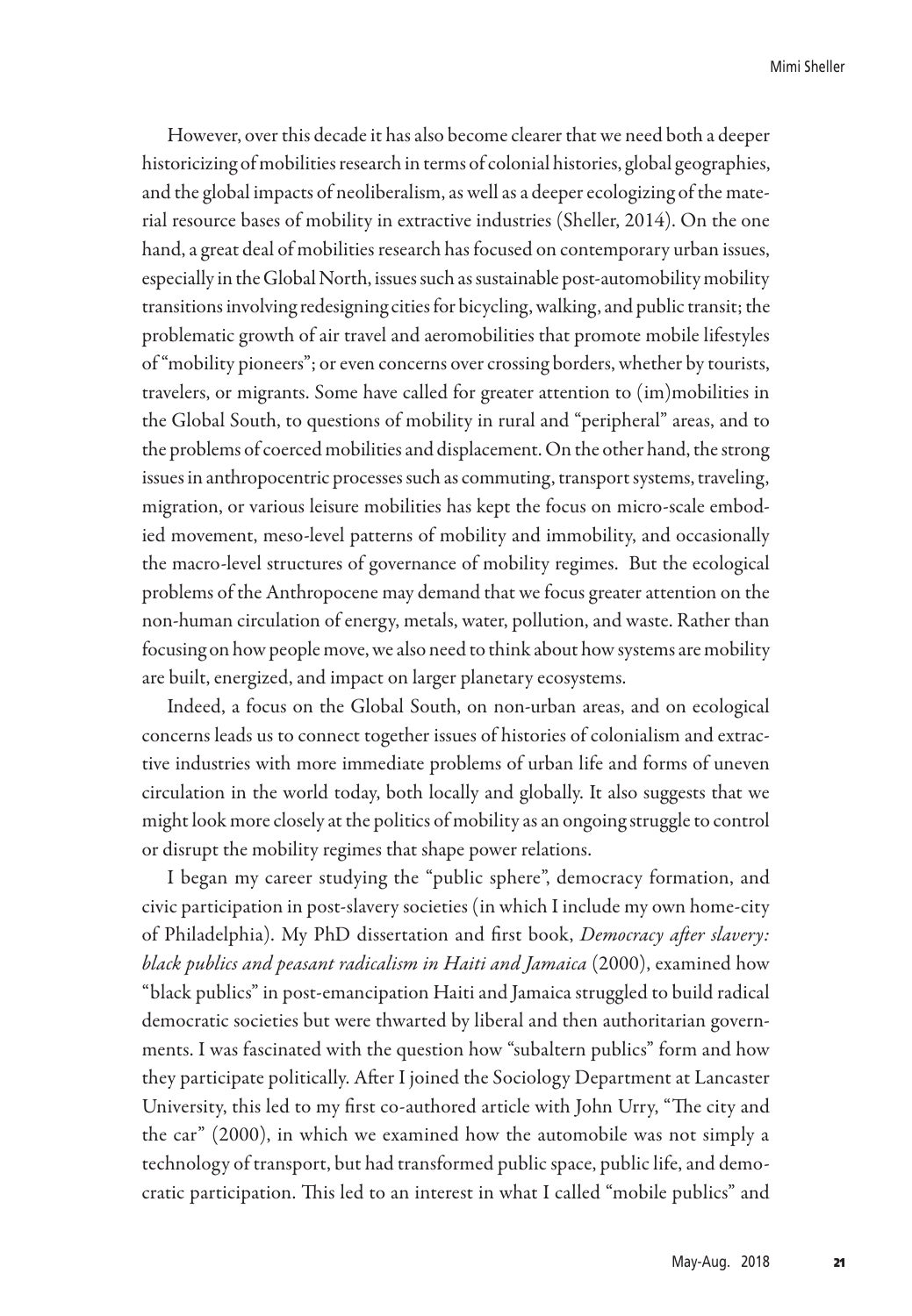However, over this decade it has also become clearer that we need both a deeper historicizing of mobilities research in terms of colonial histories, global geographies, and the global impacts of neoliberalism, as well as a deeper ecologizing of the material resource bases of mobility in extractive industries (Sheller, 2014). On the one hand, a great deal of mobilities research has focused on contemporary urban issues, especially in the Global North, issues such as sustainable post-automobility mobility transitions involving redesigning cities for bicycling, walking, and public transit; the problematic growth of air travel and aeromobilities that promote mobile lifestyles of "mobility pioneers"; or even concerns over crossing borders, whether by tourists, travelers, or migrants. Some have called for greater attention to (im)mobilities in the Global South, to questions of mobility in rural and "peripheral" areas, and to the problems of coerced mobilities and displacement. On the other hand, the strong issues in anthropocentric processes such as commuting, transport systems, traveling, migration, or various leisure mobilities has kept the focus on micro-scale embodied movement, meso-level patterns of mobility and immobility, and occasionally the macro-level structures of governance of mobility regimes. But the ecological problems of the Anthropocene may demand that we focus greater attention on the non-human circulation of energy, metals, water, pollution, and waste. Rather than focusing on how people move, we also need to think about how systems are mobility are built, energized, and impact on larger planetary ecosystems.

Indeed, a focus on the Global South, on non-urban areas, and on ecological concerns leads us to connect together issues of histories of colonialism and extractive industries with more immediate problems of urban life and forms of uneven circulation in the world today, both locally and globally. It also suggests that we might look more closely at the politics of mobility as an ongoing struggle to control or disrupt the mobility regimes that shape power relations.

I began my career studying the "public sphere", democracy formation, and civic participation in post-slavery societies (in which I include my own home-city of Philadelphia). My PhD dissertation and first book, *Democracy after slavery: black publics and peasant radicalism in Haiti and Jamaica* (2000), examined how "black publics" in post-emancipation Haiti and Jamaica struggled to build radical democratic societies but were thwarted by liberal and then authoritarian governments. I was fascinated with the question how "subaltern publics" form and how they participate politically. After I joined the Sociology Department at Lancaster University, this led to my first co-authored article with John Urry, "The city and the car" (2000), in which we examined how the automobile was not simply a technology of transport, but had transformed public space, public life, and democratic participation. This led to an interest in what I called "mobile publics" and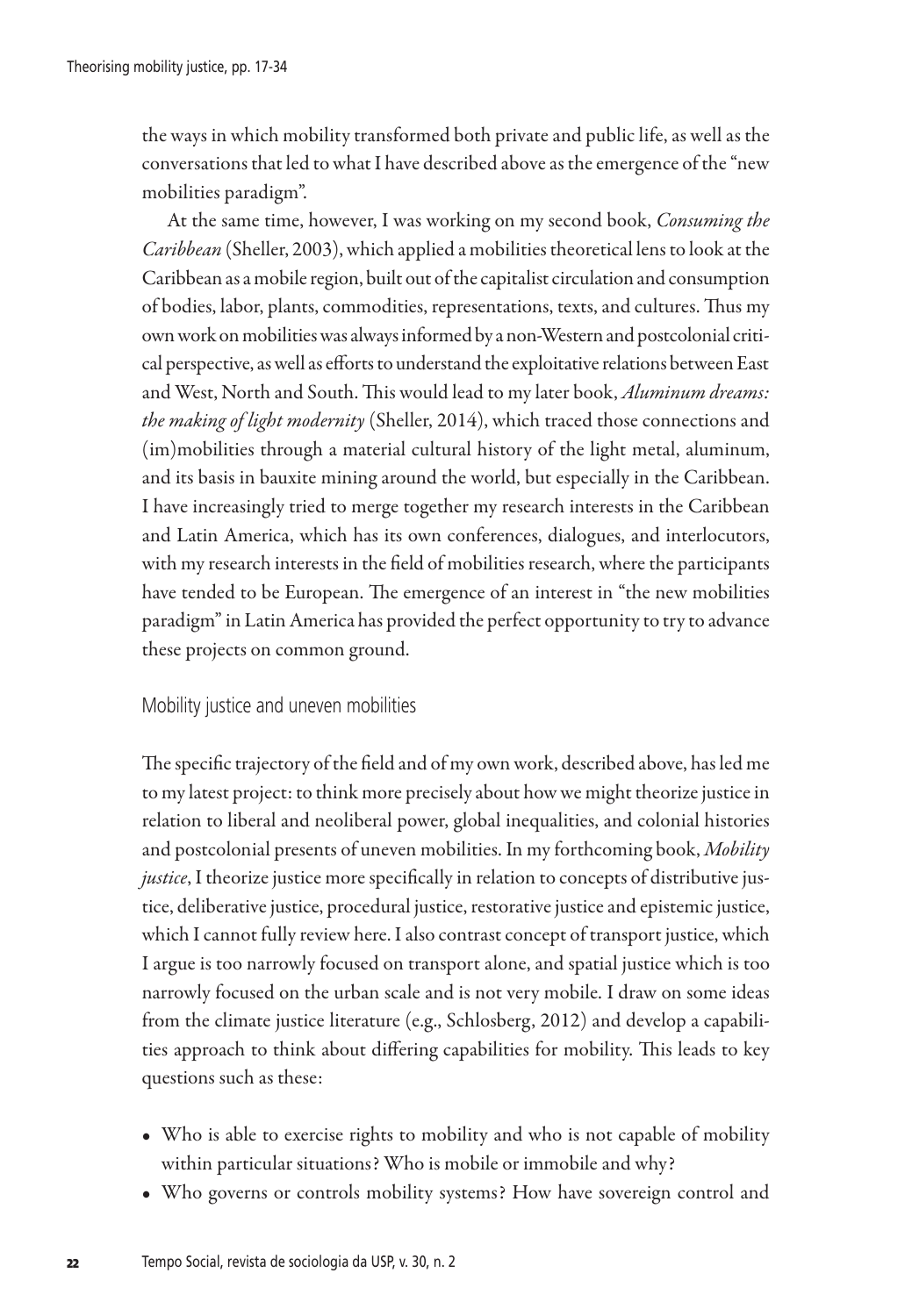the ways in which mobility transformed both private and public life, as well as the conversations that led to what I have described above as the emergence of the "new mobilities paradigm".

At the same time, however, I was working on my second book, *Consuming the Caribbean* (Sheller, 2003), which applied a mobilities theoretical lens to look at the Caribbean as a mobile region, built out of the capitalist circulation and consumption of bodies, labor, plants, commodities, representations, texts, and cultures. Thus my own work on mobilities was always informed by a non-Western and postcolonial critical perspective, as well as efforts to understand the exploitative relations between East and West, North and South. This would lead to my later book, *Aluminum dreams: the making of light modernity* (Sheller, 2014), which traced those connections and (im)mobilities through a material cultural history of the light metal, aluminum, and its basis in bauxite mining around the world, but especially in the Caribbean. I have increasingly tried to merge together my research interests in the Caribbean and Latin America, which has its own conferences, dialogues, and interlocutors, with my research interests in the field of mobilities research, where the participants have tended to be European. The emergence of an interest in "the new mobilities paradigm" in Latin America has provided the perfect opportunity to try to advance these projects on common ground.

## Mobility justice and uneven mobilities

The specific trajectory of the field and of my own work, described above, has led me to my latest project: to think more precisely about how we might theorize justice in relation to liberal and neoliberal power, global inequalities, and colonial histories and postcolonial presents of uneven mobilities. In my forthcoming book, *Mobility justice*, I theorize justice more specifically in relation to concepts of distributive justice, deliberative justice, procedural justice, restorative justice and epistemic justice, which I cannot fully review here. I also contrast concept of transport justice, which I argue is too narrowly focused on transport alone, and spatial justice which is too narrowly focused on the urban scale and is not very mobile. I draw on some ideas from the climate justice literature (e.g., Schlosberg, 2012) and develop a capabilities approach to think about differing capabilities for mobility. This leads to key questions such as these:

- Who is able to exercise rights to mobility and who is not capable of mobility within particular situations? Who is mobile or immobile and why?
- Who governs or controls mobility systems? How have sovereign control and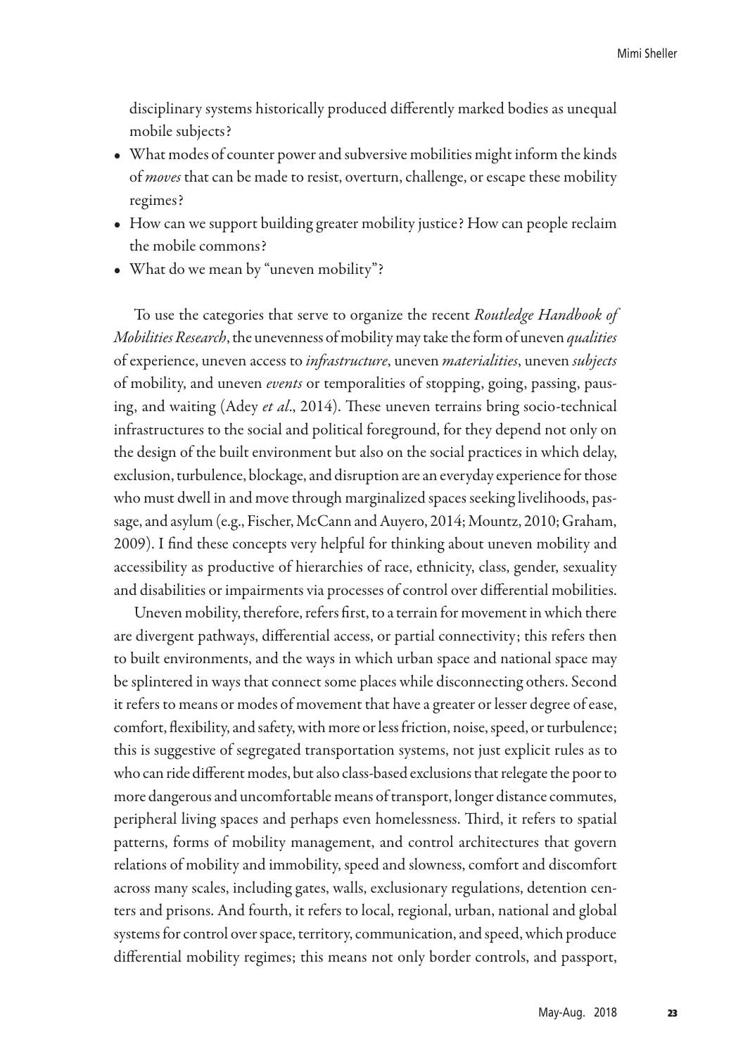disciplinary systems historically produced differently marked bodies as unequal mobile subjects?

- What modes of counter power and subversive mobilities might inform the kinds of *moves* that can be made to resist, overturn, challenge, or escape these mobility regimes?
- How can we support building greater mobility justice? How can people reclaim the mobile commons?
- What do we mean by "uneven mobility"?

To use the categories that serve to organize the recent *Routledge Handbook of Mobilities Research*, the unevenness of mobility may take the form of uneven *qualities* of experience, uneven access to *infrastructure*, uneven *materialities*, uneven *subjects* of mobility, and uneven *events* or temporalities of stopping, going, passing, pausing, and waiting (Adey *et al*., 2014). These uneven terrains bring socio-technical infrastructures to the social and political foreground, for they depend not only on the design of the built environment but also on the social practices in which delay, exclusion, turbulence, blockage, and disruption are an everyday experience for those who must dwell in and move through marginalized spaces seeking livelihoods, passage, and asylum (e.g., Fischer, McCann and Auyero, 2014; Mountz, 2010; Graham, 2009). I find these concepts very helpful for thinking about uneven mobility and accessibility as productive of hierarchies of race, ethnicity, class, gender, sexuality and disabilities or impairments via processes of control over differential mobilities.

Uneven mobility, therefore, refers first, to a terrain for movement in which there are divergent pathways, differential access, or partial connectivity; this refers then to built environments, and the ways in which urban space and national space may be splintered in ways that connect some places while disconnecting others. Second it refers to means or modes of movement that have a greater or lesser degree of ease, comfort, flexibility, and safety, with more or less friction, noise, speed, or turbulence; this is suggestive of segregated transportation systems, not just explicit rules as to who can ride different modes, but also class-based exclusions that relegate the poor to more dangerous and uncomfortable means of transport, longer distance commutes, peripheral living spaces and perhaps even homelessness. Third, it refers to spatial patterns, forms of mobility management, and control architectures that govern relations of mobility and immobility, speed and slowness, comfort and discomfort across many scales, including gates, walls, exclusionary regulations, detention centers and prisons. And fourth, it refers to local, regional, urban, national and global systems for control over space, territory, communication, and speed, which produce differential mobility regimes; this means not only border controls, and passport,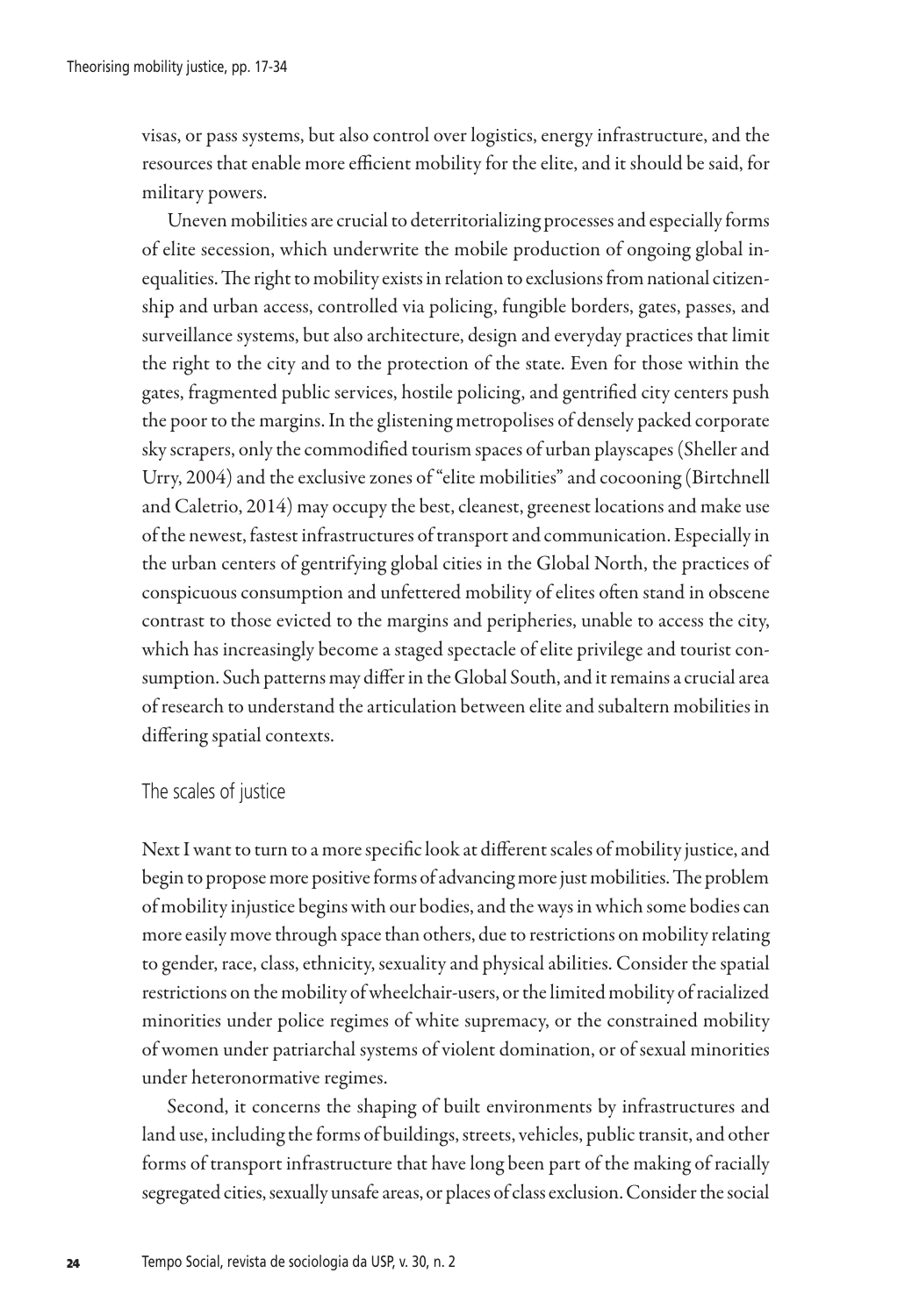visas, or pass systems, but also control over logistics, energy infrastructure, and the resources that enable more efficient mobility for the elite, and it should be said, for military powers.

Uneven mobilities are crucial to deterritorializing processes and especially forms of elite secession, which underwrite the mobile production of ongoing global inequalities. The right to mobility exists in relation to exclusions from national citizenship and urban access, controlled via policing, fungible borders, gates, passes, and surveillance systems, but also architecture, design and everyday practices that limit the right to the city and to the protection of the state. Even for those within the gates, fragmented public services, hostile policing, and gentrified city centers push the poor to the margins. In the glistening metropolises of densely packed corporate sky scrapers, only the commodified tourism spaces of urban playscapes (Sheller and Urry, 2004) and the exclusive zones of "elite mobilities" and cocooning (Birtchnell and Caletrio, 2014) may occupy the best, cleanest, greenest locations and make use of the newest, fastest infrastructures of transport and communication. Especially in the urban centers of gentrifying global cities in the Global North, the practices of conspicuous consumption and unfettered mobility of elites often stand in obscene contrast to those evicted to the margins and peripheries, unable to access the city, which has increasingly become a staged spectacle of elite privilege and tourist consumption. Such patterns may differ in the Global South, and it remains a crucial area of research to understand the articulation between elite and subaltern mobilities in differing spatial contexts.

## The scales of justice

Next I want to turn to a more specific look at different scales of mobility justice, and begin to propose more positive forms of advancing more just mobilities. The problem of mobility injustice begins with our bodies, and the ways in which some bodies can more easily move through space than others, due to restrictions on mobility relating to gender, race, class, ethnicity, sexuality and physical abilities. Consider the spatial restrictions on the mobility of wheelchair-users, or the limited mobility of racialized minorities under police regimes of white supremacy, or the constrained mobility of women under patriarchal systems of violent domination, or of sexual minorities under heteronormative regimes.

Second, it concerns the shaping of built environments by infrastructures and land use, including the forms of buildings, streets, vehicles, public transit, and other forms of transport infrastructure that have long been part of the making of racially segregated cities, sexually unsafe areas, or places of class exclusion. Consider the social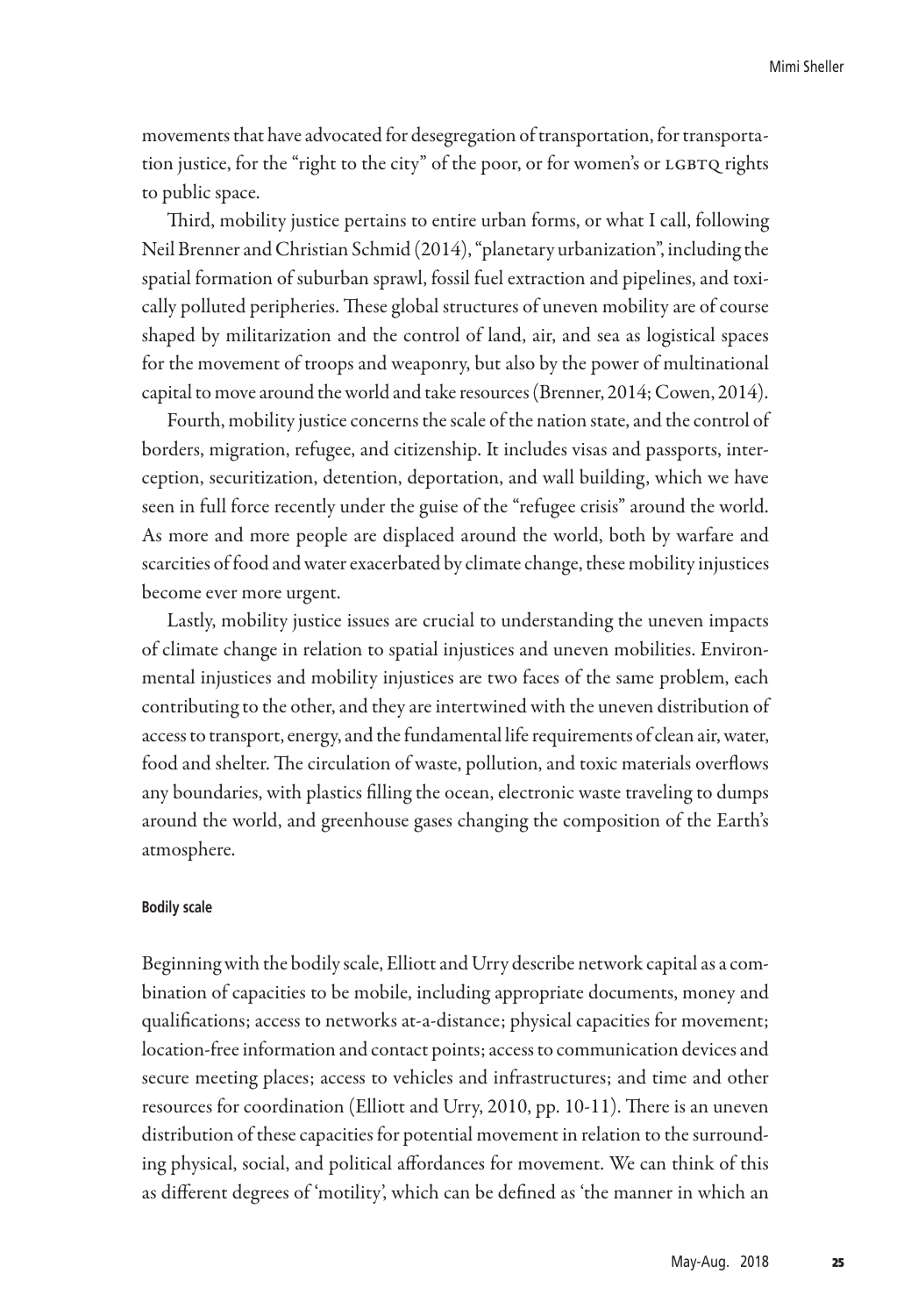movements that have advocated for desegregation of transportation, for transportation justice, for the "right to the city" of the poor, or for women's or LGBTQ rights to public space.

Third, mobility justice pertains to entire urban forms, or what I call, following Neil Brenner and Christian Schmid (2014), "planetary urbanization", including the spatial formation of suburban sprawl, fossil fuel extraction and pipelines, and toxically polluted peripheries. These global structures of uneven mobility are of course shaped by militarization and the control of land, air, and sea as logistical spaces for the movement of troops and weaponry, but also by the power of multinational capital to move around the world and take resources (Brenner, 2014; Cowen, 2014).

Fourth, mobility justice concerns the scale of the nation state, and the control of borders, migration, refugee, and citizenship. It includes visas and passports, interception, securitization, detention, deportation, and wall building, which we have seen in full force recently under the guise of the "refugee crisis" around the world. As more and more people are displaced around the world, both by warfare and scarcities of food and water exacerbated by climate change, these mobility injustices become ever more urgent.

Lastly, mobility justice issues are crucial to understanding the uneven impacts of climate change in relation to spatial injustices and uneven mobilities. Environmental injustices and mobility injustices are two faces of the same problem, each contributing to the other, and they are intertwined with the uneven distribution of access to transport, energy, and the fundamental life requirements of clean air, water, food and shelter. The circulation of waste, pollution, and toxic materials overflows any boundaries, with plastics filling the ocean, electronic waste traveling to dumps around the world, and greenhouse gases changing the composition of the Earth's atmosphere.

#### Bodily scale

Beginning with the bodily scale, Elliott and Urry describe network capital as a combination of capacities to be mobile, including appropriate documents, money and qualifications; access to networks at-a-distance; physical capacities for movement; location-free information and contact points; access to communication devices and secure meeting places; access to vehicles and infrastructures; and time and other resources for coordination (Elliott and Urry, 2010, pp. 10-11). There is an uneven distribution of these capacities for potential movement in relation to the surrounding physical, social, and political affordances for movement. We can think of this as different degrees of 'motility', which can be defined as 'the manner in which an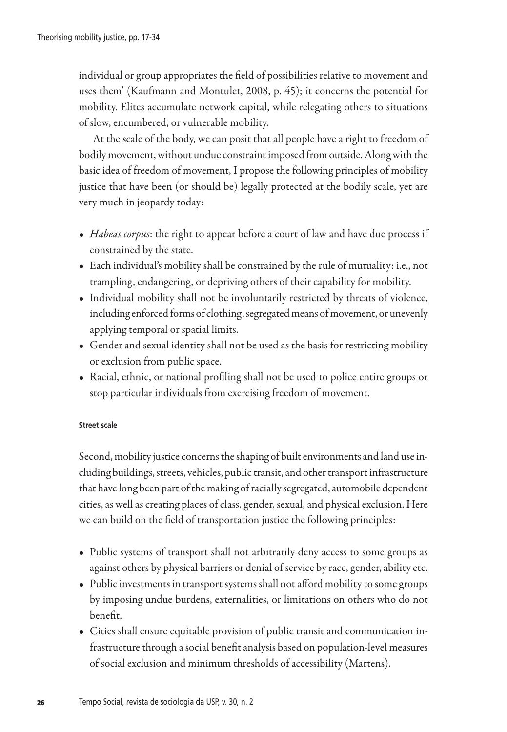individual or group appropriates the field of possibilities relative to movement and uses them' (Kaufmann and Montulet, 2008, p. 45); it concerns the potential for mobility. Elites accumulate network capital, while relegating others to situations of slow, encumbered, or vulnerable mobility.

At the scale of the body, we can posit that all people have a right to freedom of bodily movement, without undue constraint imposed from outside. Along with the basic idea of freedom of movement, I propose the following principles of mobility justice that have been (or should be) legally protected at the bodily scale, yet are very much in jeopardy today:

- *Habeas corpus*: the right to appear before a court of law and have due process if constrained by the state.
- Each individual's mobility shall be constrained by the rule of mutuality: i.e., not trampling, endangering, or depriving others of their capability for mobility.
- Individual mobility shall not be involuntarily restricted by threats of violence, including enforced forms of clothing, segregated means of movement, or unevenly applying temporal or spatial limits.
- Gender and sexual identity shall not be used as the basis for restricting mobility or exclusion from public space.
- Racial, ethnic, or national profiling shall not be used to police entire groups or stop particular individuals from exercising freedom of movement.

#### Street scale

Second, mobility justice concerns the shaping of built environments and land use including buildings, streets, vehicles, public transit, and other transport infrastructure that have long been part of the making of racially segregated, automobile dependent cities, as well as creating places of class, gender, sexual, and physical exclusion. Here we can build on the field of transportation justice the following principles:

- Public systems of transport shall not arbitrarily deny access to some groups as against others by physical barriers or denial of service by race, gender, ability etc.
- Public investments in transport systems shall not afford mobility to some groups by imposing undue burdens, externalities, or limitations on others who do not benefit.
- Cities shall ensure equitable provision of public transit and communication infrastructure through a social benefit analysis based on population-level measures of social exclusion and minimum thresholds of accessibility (Martens).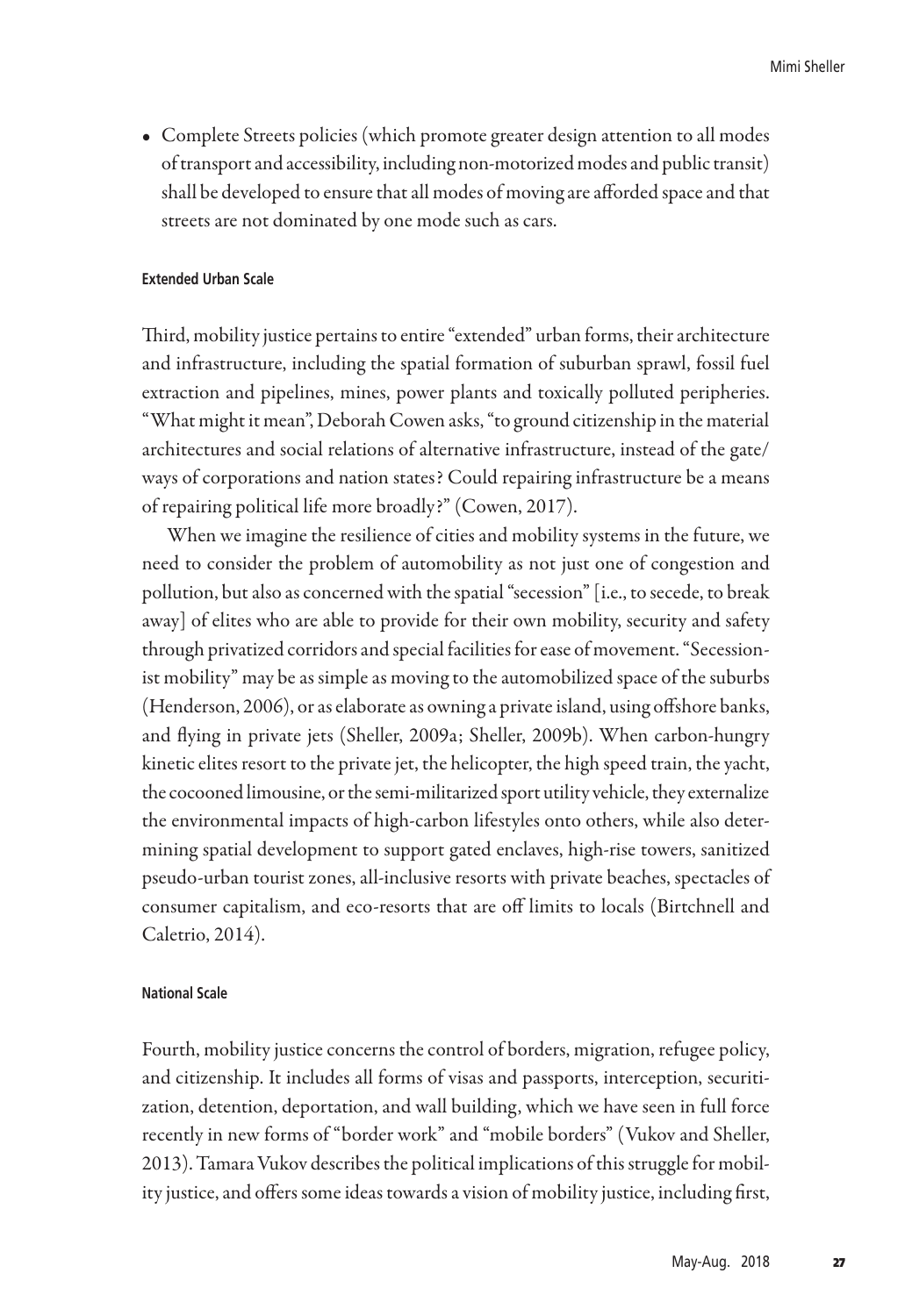- Complete Streets policies (which promote greater design attention to all modes of transport and accessibility, including non-motorized modes and public transit) shall be developed to ensure that all modes of moving are afforded space and that streets are not dominated by one mode such as cars.

#### Extended Urban Scale

Third, mobility justice pertains to entire "extended" urban forms, their architecture and infrastructure, including the spatial formation of suburban sprawl, fossil fuel extraction and pipelines, mines, power plants and toxically polluted peripheries. "What might it mean", Deborah Cowen asks, "to ground citizenship in the material architectures and social relations of alternative infrastructure, instead of the gate/ways of corporations and nation states? Could repairing infrastructure be a means of repairing political life more broadly?" (Cowen, 2017).

When we imagine the resilience of cities and mobility systems in the future, we need to consider the problem of automobility as not just one of congestion and pollution, but also as concerned with the spatial "secession" [i.e., to secede, to break away] of elites who are able to provide for their own mobility, security and safety through privatized corridors and special facilities for ease of movement. "Secessionist mobility" may be as simple as moving to the automobilized space of the suburbs (Henderson, 2006), or as elaborate as owning a private island, using offshore banks, and flying in private jets (Sheller, 2009a; Sheller, 2009b). When carbon-hungry kinetic elites resort to the private jet, the helicopter, the high speed train, the yacht, the cocooned limousine, or the semi-militarized sport utility vehicle, they externalize the environmental impacts of high-carbon lifestyles onto others, while also determining spatial development to support gated enclaves, high-rise towers, sanitized pseudo-urban tourist zones, all-inclusive resorts with private beaches, spectacles of consumer capitalism, and eco-resorts that are off limits to locals (Birtchnell and Caletrio, 2014).

#### National Scale

Fourth, mobility justice concerns the control of borders, migration, refugee policy, and citizenship. It includes all forms of visas and passports, interception, securitization, detention, deportation, and wall building, which we have seen in full force recently in new forms of "border work" and "mobile borders" (Vukov and Sheller, 2013). Tamara Vukov describes the political implications of this struggle for mobility justice, and offers some ideas towards a vision of mobility justice, including first,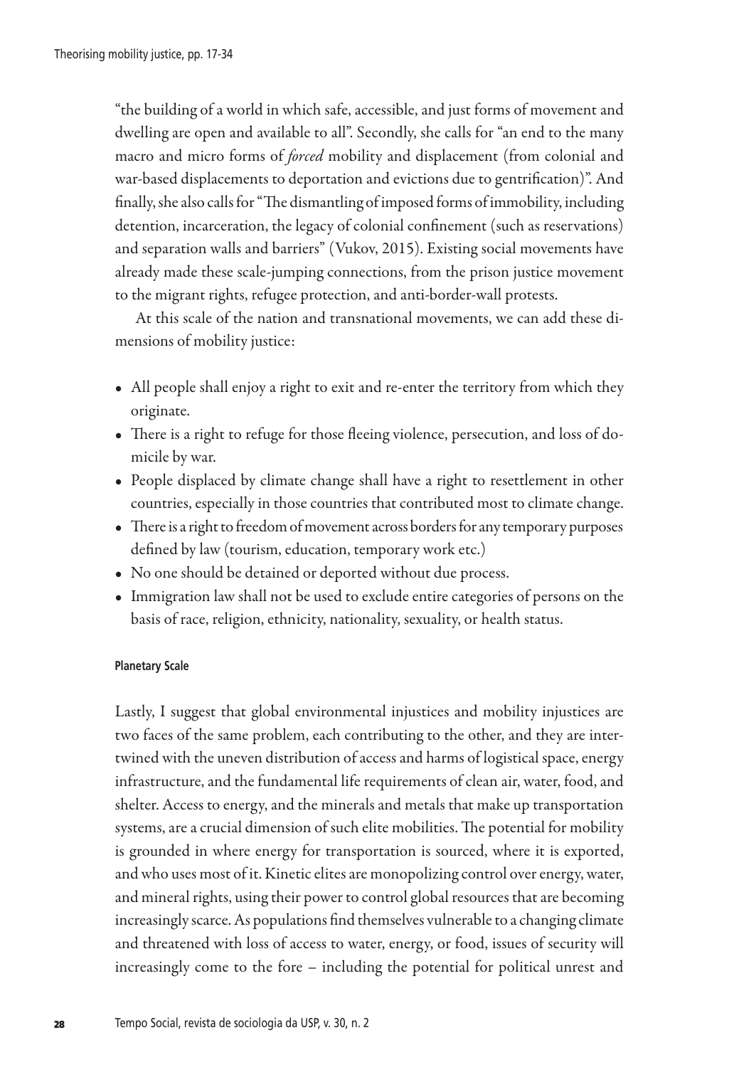"the building of a world in which safe, accessible, and just forms of movement and dwelling are open and available to all". Secondly, she calls for "an end to the many macro and micro forms of *forced* mobility and displacement (from colonial and war-based displacements to deportation and evictions due to gentrification)". And finally, she also calls for "The dismantling of imposed forms of immobility, including detention, incarceration, the legacy of colonial confinement (such as reservations) and separation walls and barriers" (Vukov, 2015). Existing social movements have already made these scale-jumping connections, from the prison justice movement to the migrant rights, refugee protection, and anti-border-wall protests.

At this scale of the nation and transnational movements, we can add these dimensions of mobility justice:

- All people shall enjoy a right to exit and re-enter the territory from which they originate.
- There is a right to refuge for those fleeing violence, persecution, and loss of domicile by war.
- People displaced by climate change shall have a right to resettlement in other countries, especially in those countries that contributed most to climate change.
- There is a right to freedom of movement across borders for any temporary purposes defined by law (tourism, education, temporary work etc.)
- No one should be detained or deported without due process.
- Immigration law shall not be used to exclude entire categories of persons on the basis of race, religion, ethnicity, nationality, sexuality, or health status.

#### Planetary Scale

Lastly, I suggest that global environmental injustices and mobility injustices are two faces of the same problem, each contributing to the other, and they are intertwined with the uneven distribution of access and harms of logistical space, energy infrastructure, and the fundamental life requirements of clean air, water, food, and shelter. Access to energy, and the minerals and metals that make up transportation systems, are a crucial dimension of such elite mobilities. The potential for mobility is grounded in where energy for transportation is sourced, where it is exported, and who uses most of it. Kinetic elites are monopolizing control over energy, water, and mineral rights, using their power to control global resources that are becoming increasingly scarce. As populations find themselves vulnerable to a changing climate and threatened with loss of access to water, energy, or food, issues of security will increasingly come to the fore – including the potential for political unrest and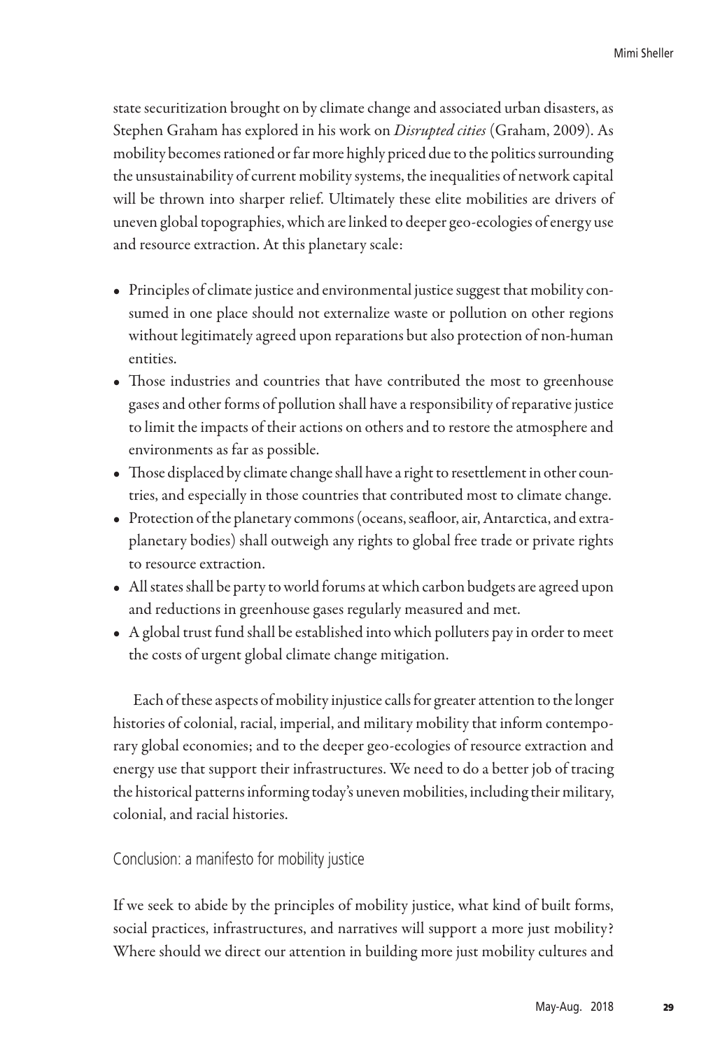state securitization brought on by climate change and associated urban disasters, as Stephen Graham has explored in his work on *Disrupted cities* (Graham, 2009). As mobility becomes rationed or far more highly priced due to the politics surrounding the unsustainability of current mobility systems, the inequalities of network capital will be thrown into sharper relief. Ultimately these elite mobilities are drivers of uneven global topographies, which are linked to deeper geo-ecologies of energy use and resource extraction. At this planetary scale:

- Principles of climate justice and environmental justice suggest that mobility consumed in one place should not externalize waste or pollution on other regions without legitimately agreed upon reparations but also protection of non-human entities.
- Those industries and countries that have contributed the most to greenhouse gases and other forms of pollution shall have a responsibility of reparative justice to limit the impacts of their actions on others and to restore the atmosphere and environments as far as possible.
- Those displaced by climate change shall have a right to resettlement in other countries, and especially in those countries that contributed most to climate change.
- Protection of the planetary commons (oceans, seafloor, air, Antarctica, and extra-planetary bodies) shall outweigh any rights to global free trade or private rights to resource extraction.
- All states shall be party to world forums at which carbon budgets are agreed upon and reductions in greenhouse gases regularly measured and met.
- A global trust fund shall be established into which polluters pay in order to meet the costs of urgent global climate change mitigation.

Each of these aspects of mobility injustice calls for greater attention to the longer histories of colonial, racial, imperial, and military mobility that inform contemporary global economies; and to the deeper geo-ecologies of resource extraction and energy use that support their infrastructures. We need to do a better job of tracing the historical patterns informing today's uneven mobilities, including their military, colonial, and racial histories.

## Conclusion: a manifesto for mobility justice

If we seek to abide by the principles of mobility justice, what kind of built forms, social practices, infrastructures, and narratives will support a more just mobility? Where should we direct our attention in building more just mobility cultures and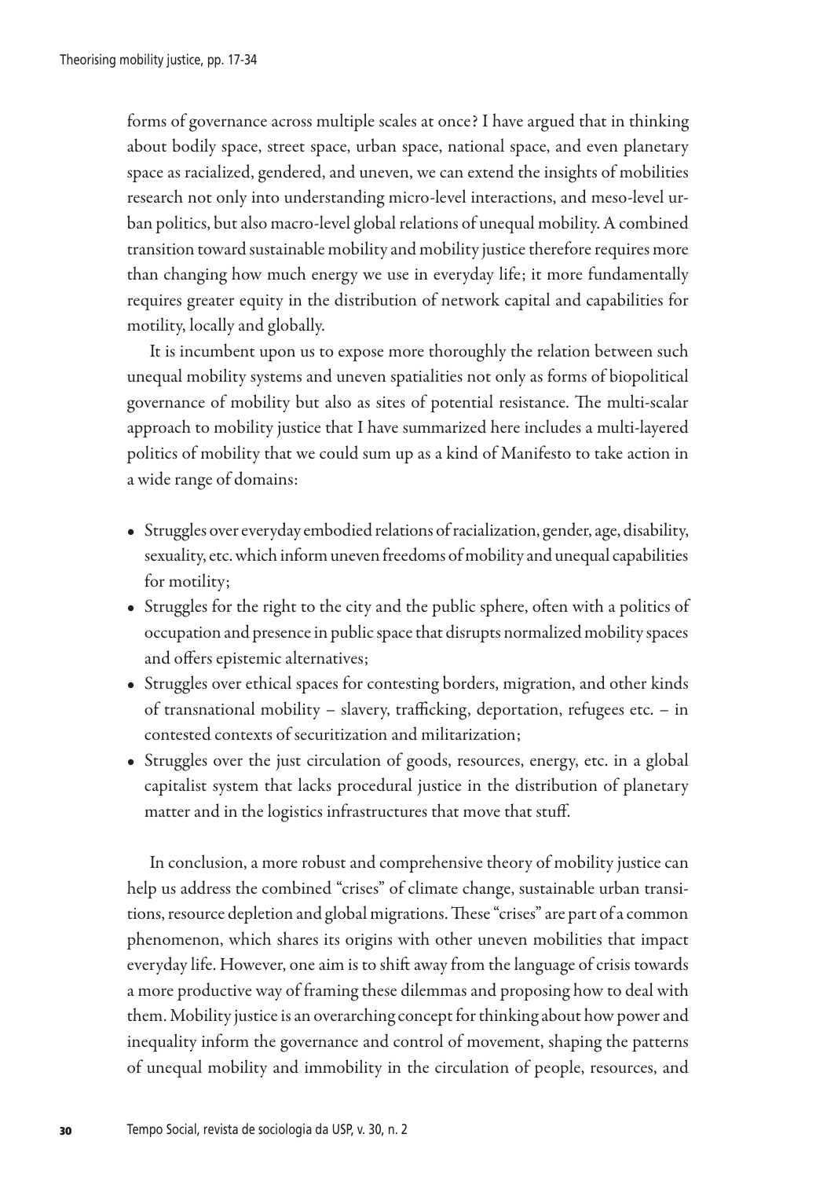forms of governance across multiple scales at once? I have argued that in thinking about bodily space, street space, urban space, national space, and even planetary space as racialized, gendered, and uneven, we can extend the insights of mobilities research not only into understanding micro-level interactions, and meso-level urban politics, but also macro-level global relations of unequal mobility. A combined transition toward sustainable mobility and mobility justice therefore requires more than changing how much energy we use in everyday life; it more fundamentally requires greater equity in the distribution of network capital and capabilities for motility, locally and globally.

It is incumbent upon us to expose more thoroughly the relation between such unequal mobility systems and uneven spatialities not only as forms of biopolitical governance of mobility but also as sites of potential resistance. The multi-scalar approach to mobility justice that I have summarized here includes a multi-layered politics of mobility that we could sum up as a kind of Manifesto to take action in a wide range of domains:

- Struggles over everyday embodied relations of racialization, gender, age, disability, sexuality, etc. which inform uneven freedoms of mobility and unequal capabilities for motility;
- Struggles for the right to the city and the public sphere, often with a politics of occupation and presence in public space that disrupts normalized mobility spaces and offers epistemic alternatives;
- Struggles over ethical spaces for contesting borders, migration, and other kinds of transnational mobility – slavery, trafficking, deportation, refugees etc. – in contested contexts of securitization and militarization;
- Struggles over the just circulation of goods, resources, energy, etc. in a global capitalist system that lacks procedural justice in the distribution of planetary matter and in the logistics infrastructures that move that stuff.

In conclusion, a more robust and comprehensive theory of mobility justice can help us address the combined "crises" of climate change, sustainable urban transitions, resource depletion and global migrations. These "crises" are part of a common phenomenon, which shares its origins with other uneven mobilities that impact everyday life. However, one aim is to shift away from the language of crisis towards a more productive way of framing these dilemmas and proposing how to deal with them. Mobility justice is an overarching concept for thinking about how power and inequality inform the governance and control of movement, shaping the patterns of unequal mobility and immobility in the circulation of people, resources, and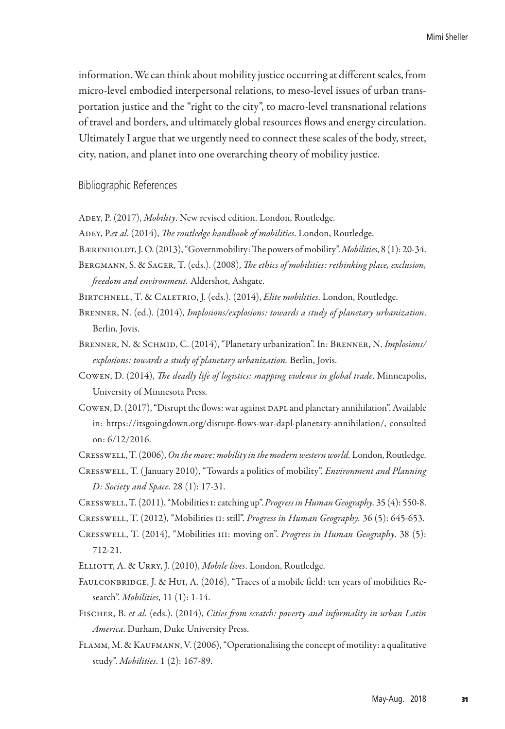information. We can think about mobility justice occurring at different scales, from micro-level embodied interpersonal relations, to meso-level issues of urban transportation justice and the "right to the city", to macro-level transnational relations of travel and borders, and ultimately global resources flows and energy circulation. Ultimately I argue that we urgently need to connect these scales of the body, street, city, nation, and planet into one overarching theory of mobility justice.

## Bibliographic References

Adey, P. (2017), *Mobility*. New revised edition. London, Routledge.

Adey, P.*et al*. (2014), *The routledge handbook of mobilities*. London, Routledge.

Bærenholdt, J. O. (2013), "Governmobility: The powers of mobility". *Mobilities*, 8 (1): 20-34.

Bergmann, S. & Sager, T. (eds.). (2008), *The ethics of mobilities: rethinking place, exclusion, freedom and environment.* Aldershot, Ashgate.

Birtchnell, T. & Caletrio, J. (eds.). (2014), *Elite mobilities*. London, Routledge.

Brenner, N. (ed.). (2014), *Implosions/explosions: towards a study of planetary urbanization*. Berlin, Jovis.

Brenner, N. & Schmid, C. (2014), "Planetary urbanization". In: Brenner, N. *Implosions/explosions: towards a study of planetary urbanization.* Berlin, Jovis.

Cowen, D. (2014), *The deadly life of logistics: mapping violence in global trade*. Minneapolis, University of Minnesota Press.

Cowen, D. (2017), "Disrupt the flows: war against DAPL and planetary annihilation". Available in: https://itsgoingdown.org/disrupt-flows-war-dapl-planetary-annihilation/, consulted on: 6/12/2016.

Cresswell, T. (2006), *On the move: mobility in the modern western world.* London, Routledge.

Cresswell, T. (January 2010), "Towards a politics of mobility". *Environment and Planning D: Society and Space.* 28 (1): 17-31.

Cresswell, T. (2011), "Mobilities I: catching up". *Progress in Human Geography.* 35 (4): 550-8.

Cresswell, T. (2012), "Mobilities II: still". *Progress in Human Geography.* 36 (5): 645-653.

Cresswell, T. (2014), "Mobilities III: moving on". *Progress in Human Geography*. 38 (5): 712-21.

Elliott, A. & Urry, J. (2010), *Mobile lives*. London, Routledge.

Faulconbridge, J. & Hui, A. (2016), "Traces of a mobile field: ten years of mobilities Research". *Mobilities*, 11 (1): 1-14.

Fischer, B. *et al*. (eds.). (2014), *Cities from scratch: poverty and informality in urban Latin America*. Durham, Duke University Press.

Flamm, M. & Kaufmann, V. (2006), "Operationalising the concept of motility: a qualitative study". *Mobilities*. 1 (2): 167-89.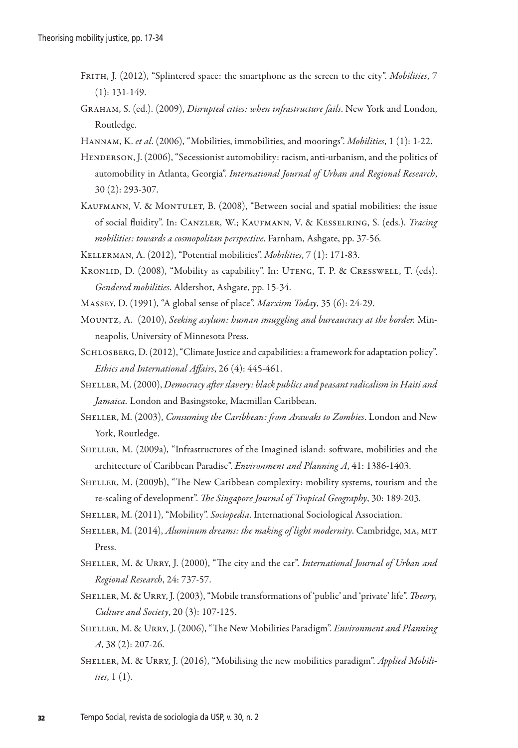Frith, J. (2012), "Splintered space: the smartphone as the screen to the city". *Mobilities*, 7 (1): 131-149.

Graham, S. (ed.). (2009), *Disrupted cities: when infrastructure fails*. New York and London, Routledge.

Hannam, K. *et al*. (2006), "Mobilities, immobilities, and moorings". *Mobilities*, 1 (1): 1-22.

Henderson, J. (2006), "Secessionist automobility: racism, anti-urbanism, and the politics of automobility in Atlanta, Georgia". *International Journal of Urban and Regional Research*, 30 (2): 293-307.

Kaufmann, V. & Montulet, B. (2008), "Between social and spatial mobilities: the issue of social fluidity". In: Canzler, W.; Kaufmann, V. & Kesselring, S. (eds.). *Tracing mobilities: towards a cosmopolitan perspective*. Farnham, Ashgate, pp. 37-56.

Kellerman, A. (2012), "Potential mobilities". *Mobilities*, 7 (1): 171-83.

Kronlid, D. (2008), "Mobility as capability". In: Uteng, T. P. & Cresswell, T. (eds). *Gendered mobilities*. Aldershot, Ashgate, pp. 15-34.

Massey, D. (1991), "A global sense of place". *Marxism Today*, 35 (6): 24-29.

Mountz, A. (2010), *Seeking asylum: human smuggling and bureaucracy at the border.* Minneapolis, University of Minnesota Press.

Schlosberg, D. (2012), "Climate Justice and capabilities: a framework for adaptation policy". *Ethics and International Affairs*, 26 (4): 445-461.

Sheller, M. (2000), *Democracy after slavery: black publics and peasant radicalism in Haiti and Jamaica.* London and Basingstoke, Macmillan Caribbean.

Sheller, M. (2003), *Consuming the Caribbean: from Arawaks to Zombies*. London and New York, Routledge.

Sheller, M. (2009a), "Infrastructures of the Imagined island: software, mobilities and the architecture of Caribbean Paradise". *Environment and Planning A*, 41: 1386-1403.

Sheller, M. (2009b), "The New Caribbean complexity: mobility systems, tourism and the re-scaling of development". *The Singapore Journal of Tropical Geography*, 30: 189-203.

Sheller, M. (2011), "Mobility". *Sociopedia*. International Sociological Association.

Sheller, M. (2014), *Aluminum dreams: the making of light modernity*. Cambridge, MA, MIT Press.

Sheller, M. & Urry, J. (2000), "The city and the car". *International Journal of Urban and Regional Research*, 24: 737-57.

Sheller, M. & Urry, J. (2003), "Mobile transformations of 'public' and 'private' life". *Theory, Culture and Society*, 20 (3): 107-125.

Sheller, M. & Urry, J. (2006), "The New Mobilities Paradigm". *Environment and Planning A*, 38 (2): 207-26.

Sheller, M. & Urry, J. (2016), "Mobilising the new mobilities paradigm". *Applied Mobilities*, 1 (1).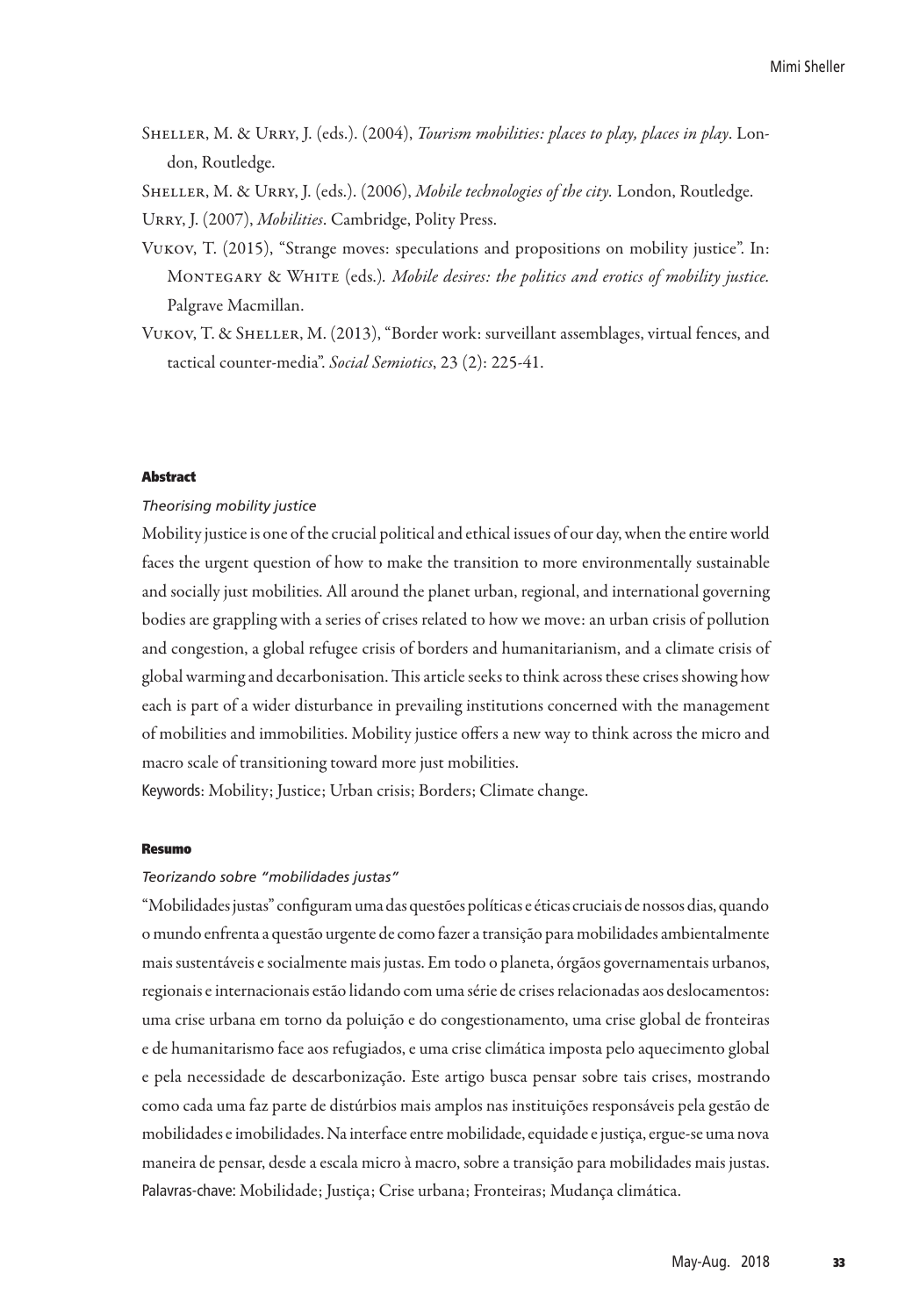Sheller, M. & Urry, J. (eds.). (2004), *Tourism mobilities: places to play, places in play*. London, Routledge.

Sheller, M. & Urry, J. (eds.). (2006), *Mobile technologies of the city*. London, Routledge.

Urry, J. (2007), *Mobilities*. Cambridge, Polity Press.

Vukov, T. (2015), "Strange moves: speculations and propositions on mobility justice". In: Montegary & White (eds.). *Mobile desires: the politics and erotics of mobility justice*. Palgrave Macmillan.

Vukov, T. & Sheller, M. (2013), "Border work: surveillant assemblages, virtual fences, and tactical counter-media". *Social Semiotics*, 23 (2): 225-41.

#### Abstract

*Theorising mobility justice*

Mobility justice is one of the crucial political and ethical issues of our day, when the entire world faces the urgent question of how to make the transition to more environmentally sustainable and socially just mobilities. All around the planet urban, regional, and international governing bodies are grappling with a series of crises related to how we move: an urban crisis of pollution and congestion, a global refugee crisis of borders and humanitarianism, and a climate crisis of global warming and decarbonisation. This article seeks to think across these crises showing how each is part of a wider disturbance in prevailing institutions concerned with the management of mobilities and immobilities. Mobility justice offers a new way to think across the micro and macro scale of transitioning toward more just mobilities.

Keywords: Mobility; Justice; Urban crisis; Borders; Climate change.

#### Resumo

*Teorizando sobre "mobilidades justas"*

"Mobilidades justas" configuram uma das questões políticas e éticas cruciais de nossos dias, quando o mundo enfrenta a questão urgente de como fazer a transição para mobilidades ambientalmente mais sustentáveis e socialmente mais justas. Em todo o planeta, órgãos governamentais urbanos, regionais e internacionais estão lidando com uma série de crises relacionadas aos deslocamentos: uma crise urbana em torno da poluição e do congestionamento, uma crise global de fronteiras e de humanitarismo face aos refugiados, e uma crise climática imposta pelo aquecimento global e pela necessidade de descarbonização. Este artigo busca pensar sobre tais crises, mostrando como cada uma faz parte de distúrbios mais amplos nas instituições responsáveis pela gestão de mobilidades e imobilidades. Na interface entre mobilidade, equidade e justiça, ergue-se uma nova maneira de pensar, desde a escala micro à macro, sobre a transição para mobilidades mais justas.

Palavras-chave: Mobilidade; Justiça; Crise urbana; Fronteiras; Mudança climática.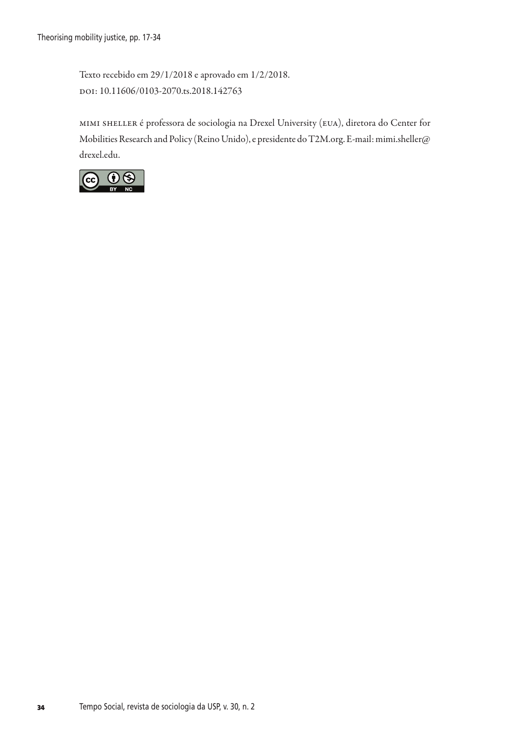Texto recebido em 29/1/2018 e aprovado em 1/2/2018.
DOI: 10.11606/0103-2070.ts.2018.142763

MIMI SHELLER é professora de sociologia na Drexel University (EUA), diretora do Center for Mobilities Research and Policy (Reino Unido), e presidente do T2M.org. E-mail: mimi.sheller@drexel.edu.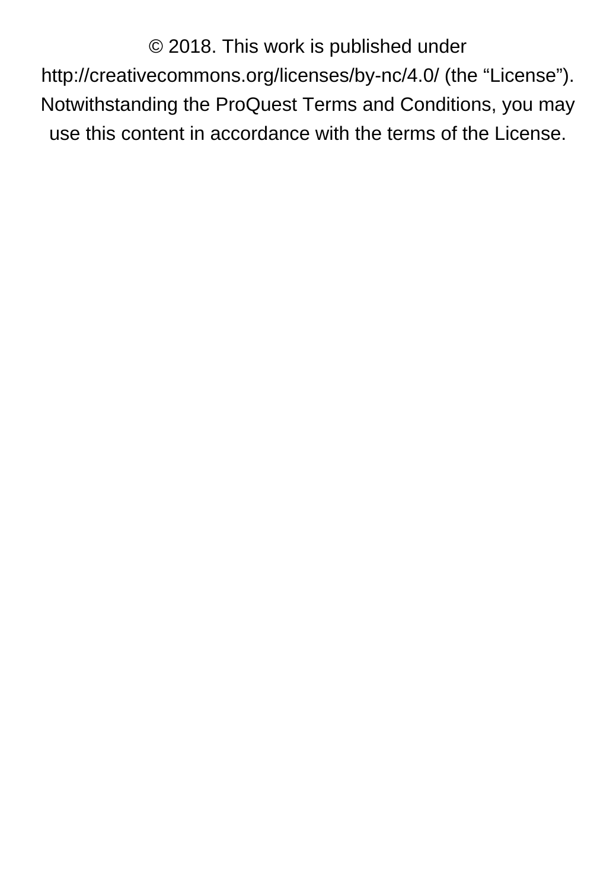© 2018. This work is published under http://creativecommons.org/licenses/by-nc/4.0/ (the “License”). Notwithstanding the ProQuest Terms and Conditions, you may use this content in accordance with the terms of the License.